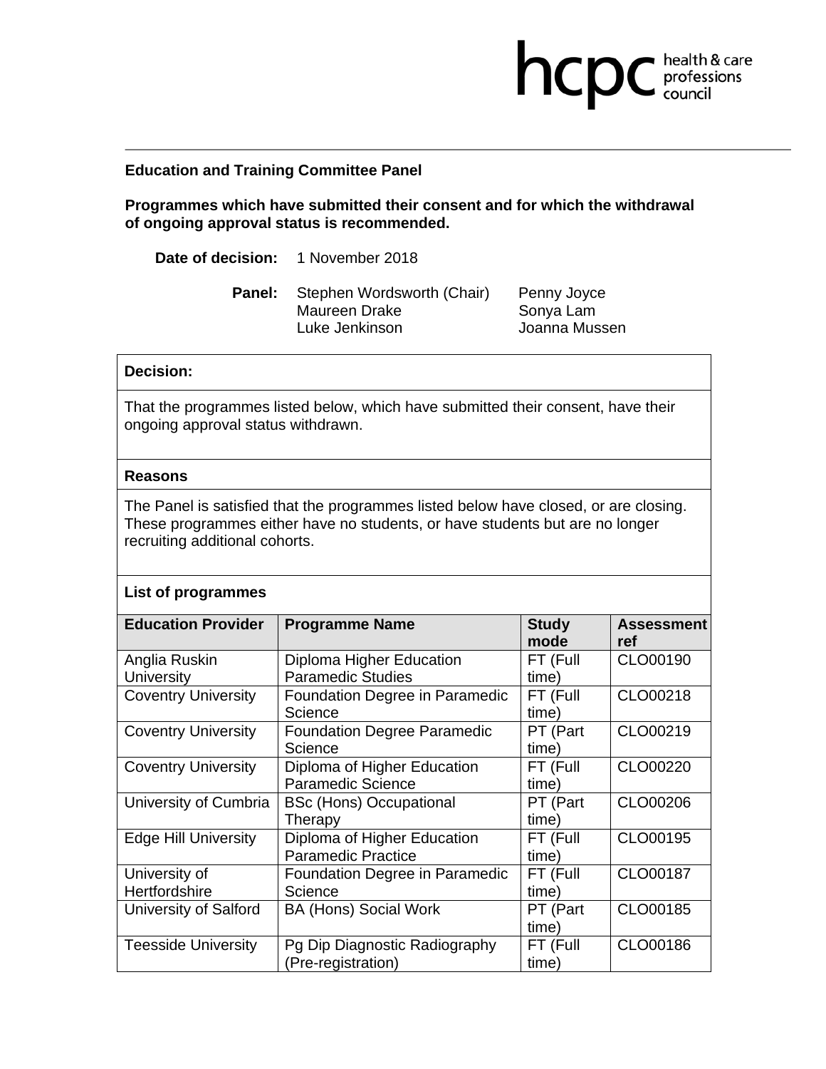**Education and Training Committee Panel**

**Programmes which have submitted their consent and for which the withdrawal of ongoing approval status is recommended.**

**Date of decision:** 1 November 2018

**Panel:** Stephen Wordsworth (Chair), Penny Joyce, Maureen Drake, Sonya Lam, Luke Jenkinson, Joanna Mussen

**Decision:**

That the programmes listed below, which have submitted their consent, have their ongoing approval status withdrawn.

**Reasons**

The Panel is satisfied that the programmes listed below have closed, or are closing. These programmes either have no students, or have students but are no longer recruiting additional cohorts.

**List of programmes**

| Education Provider | Programme Name | Study mode | Assessment ref |
|---|---|---|---|
| Anglia Ruskin University | Diploma Higher Education Paramedic Studies | FT (Full time) | CLO00190 |
| Coventry University | Foundation Degree in Paramedic Science | FT (Full time) | CLO00218 |
| Coventry University | Foundation Degree Paramedic Science | PT (Part time) | CLO00219 |
| Coventry University | Diploma of Higher Education Paramedic Science | FT (Full time) | CLO00220 |
| University of Cumbria | BSc (Hons) Occupational Therapy | PT (Part time) | CLO00206 |
| Edge Hill University | Diploma of Higher Education Paramedic Practice | FT (Full time) | CLO00195 |
| University of Hertfordshire | Foundation Degree in Paramedic Science | FT (Full time) | CLO00187 |
| University of Salford | BA (Hons) Social Work | PT (Part time) | CLO00185 |
| Teesside University | Pg Dip Diagnostic Radiography (Pre-registration) | FT (Full time) | CLO00186 |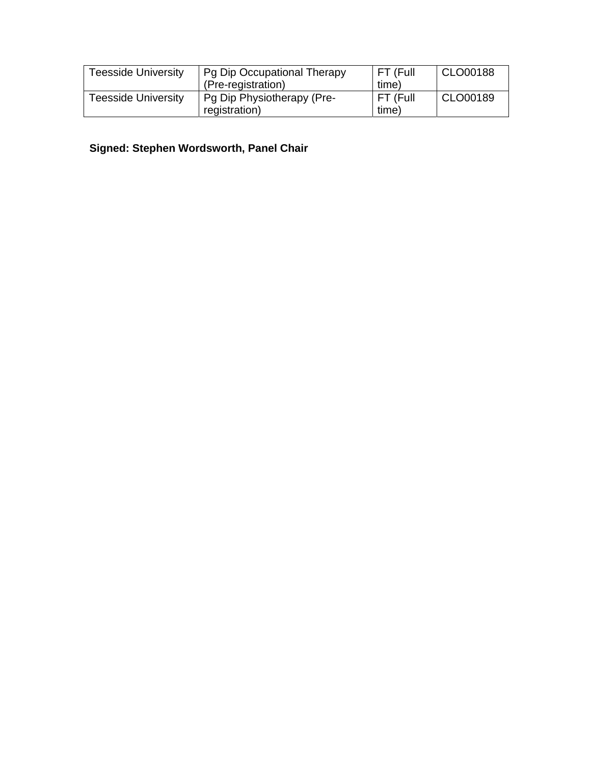| | | | |
|---|---|---|---|
| Teesside University | Pg Dip Occupational Therapy (Pre-registration) | FT (Full time) | CLO00188 |
| Teesside University | Pg Dip Physiotherapy (Pre-registration) | FT (Full time) | CLO00189 |

**Signed: Stephen Wordsworth, Panel Chair**